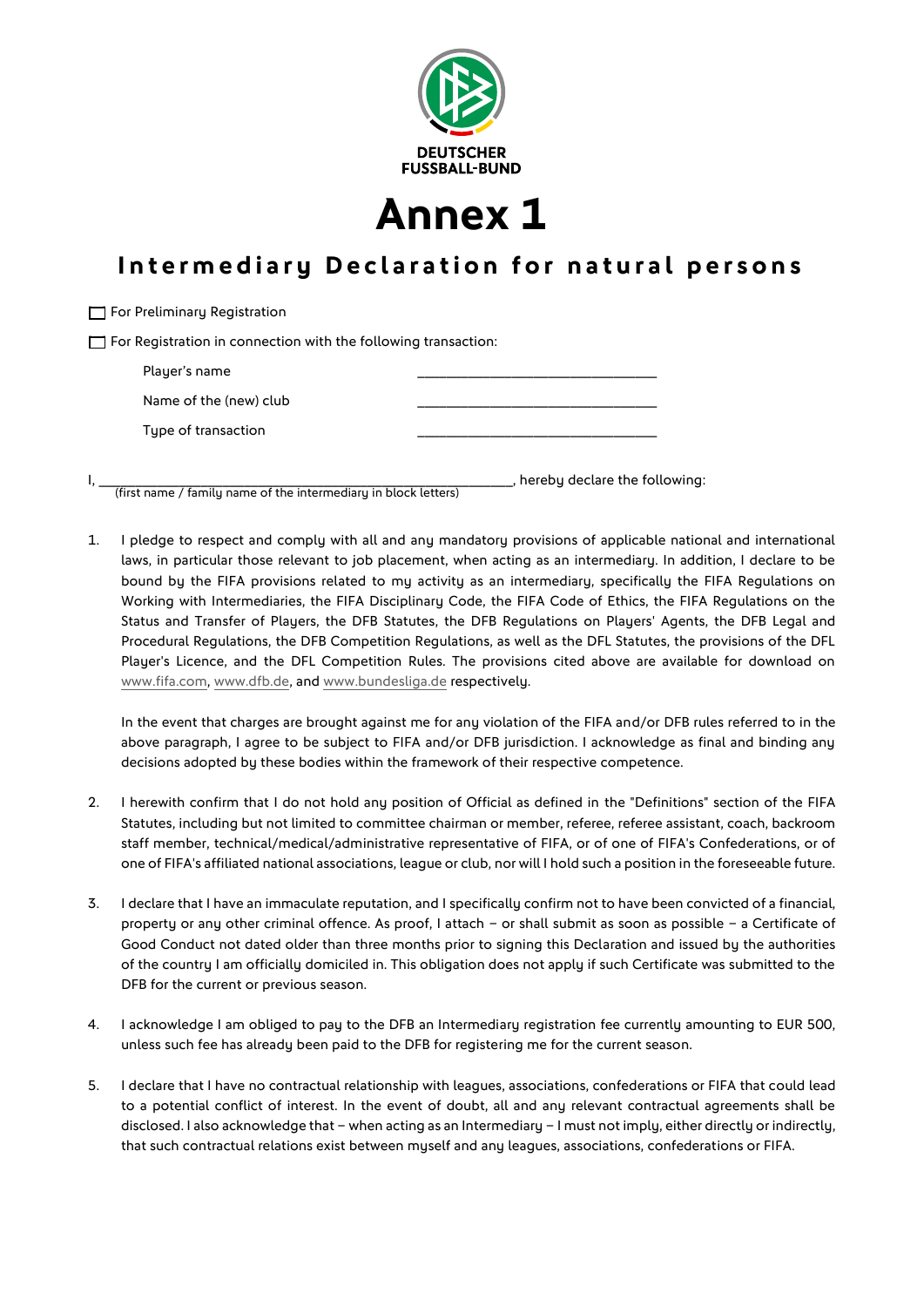DEUTSCHER FUSSBALL-BUND

# Annex 1

## Intermediary Declaration for natural persons

☐ For Preliminary Registration

☐ For Registration in connection with the following transaction:

Player's name ________________________________

Name of the (new) club ________________________________

Type of transaction ________________________________

I, ________________________________________________________, hereby declare the following:
(first name / family name of the intermediary in block letters)

1. I pledge to respect and comply with all and any mandatory provisions of applicable national and international laws, in particular those relevant to job placement, when acting as an intermediary. In addition, I declare to be bound by the FIFA provisions related to my activity as an intermediary, specifically the FIFA Regulations on Working with Intermediaries, the FIFA Disciplinary Code, the FIFA Code of Ethics, the FIFA Regulations on the Status and Transfer of Players, the DFB Statutes, the DFB Regulations on Players' Agents, the DFB Legal and Procedural Regulations, the DFB Competition Regulations, as well as the DFL Statutes, the provisions of the DFL Player's Licence, and the DFL Competition Rules. The provisions cited above are available for download on www.fifa.com, www.dfb.de, and www.bundesliga.de respectively.

   In the event that charges are brought against me for any violation of the FIFA and/or DFB rules referred to in the above paragraph, I agree to be subject to FIFA and/or DFB jurisdiction. I acknowledge as final and binding any decisions adopted by these bodies within the framework of their respective competence.

2. I herewith confirm that I do not hold any position of Official as defined in the "Definitions" section of the FIFA Statutes, including but not limited to committee chairman or member, referee, referee assistant, coach, backroom staff member, technical/medical/administrative representative of FIFA, or of one of FIFA's Confederations, or of one of FIFA's affiliated national associations, league or club, nor will I hold such a position in the foreseeable future.

3. I declare that I have an immaculate reputation, and I specifically confirm not to have been convicted of a financial, property or any other criminal offence. As proof, I attach – or shall submit as soon as possible – a Certificate of Good Conduct not dated older than three months prior to signing this Declaration and issued by the authorities of the country I am officially domiciled in. This obligation does not apply if such Certificate was submitted to the DFB for the current or previous season.

4. I acknowledge I am obliged to pay to the DFB an Intermediary registration fee currently amounting to EUR 500, unless such fee has already been paid to the DFB for registering me for the current season.

5. I declare that I have no contractual relationship with leagues, associations, confederations or FIFA that could lead to a potential conflict of interest. In the event of doubt, all and any relevant contractual agreements shall be disclosed. I also acknowledge that – when acting as an Intermediary – I must not imply, either directly or indirectly, that such contractual relations exist between myself and any leagues, associations, confederations or FIFA.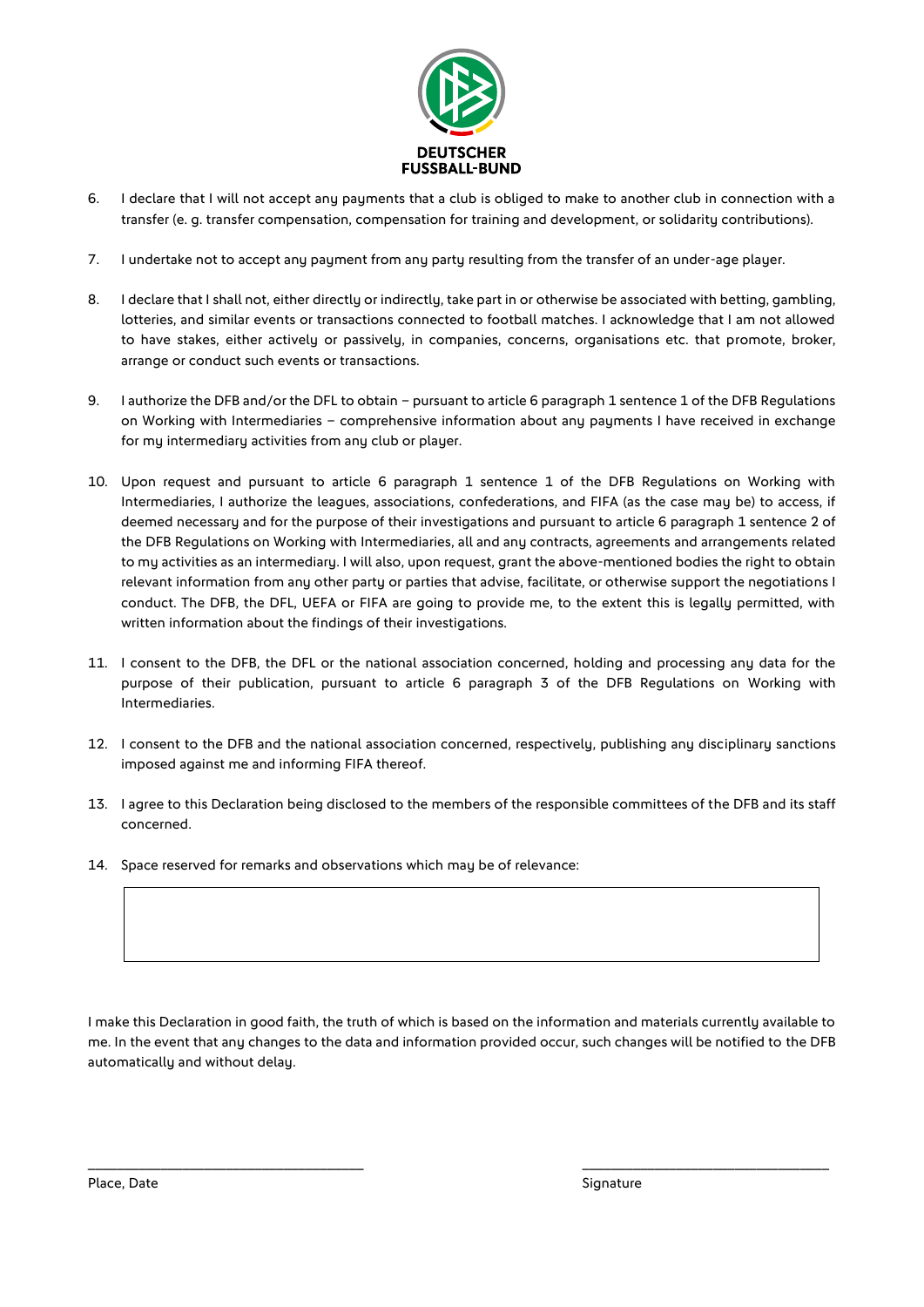**DEUTSCHER FUSSBALL-BUND**

6. I declare that I will not accept any payments that a club is obliged to make to another club in connection with a transfer (e. g. transfer compensation, compensation for training and development, or solidarity contributions).

7. I undertake not to accept any payment from any party resulting from the transfer of an under-age player.

8. I declare that I shall not, either directly or indirectly, take part in or otherwise be associated with betting, gambling, lotteries, and similar events or transactions connected to football matches. I acknowledge that I am not allowed to have stakes, either actively or passively, in companies, concerns, organisations etc. that promote, broker, arrange or conduct such events or transactions.

9. I authorize the DFB and/or the DFL to obtain – pursuant to article 6 paragraph 1 sentence 1 of the DFB Regulations on Working with Intermediaries – comprehensive information about any payments I have received in exchange for my intermediary activities from any club or player.

10. Upon request and pursuant to article 6 paragraph 1 sentence 1 of the DFB Regulations on Working with Intermediaries, I authorize the leagues, associations, confederations, and FIFA (as the case may be) to access, if deemed necessary and for the purpose of their investigations and pursuant to article 6 paragraph 1 sentence 2 of the DFB Regulations on Working with Intermediaries, all and any contracts, agreements and arrangements related to my activities as an intermediary. I will also, upon request, grant the above-mentioned bodies the right to obtain relevant information from any other party or parties that advise, facilitate, or otherwise support the negotiations I conduct. The DFB, the DFL, UEFA or FIFA are going to provide me, to the extent this is legally permitted, with written information about the findings of their investigations.

11. I consent to the DFB, the DFL or the national association concerned, holding and processing any data for the purpose of their publication, pursuant to article 6 paragraph 3 of the DFB Regulations on Working with Intermediaries.

12. I consent to the DFB and the national association concerned, respectively, publishing any disciplinary sanctions imposed against me and informing FIFA thereof.

13. I agree to this Declaration being disclosed to the members of the responsible committees of the DFB and its staff concerned.

14. Space reserved for remarks and observations which may be of relevance:

I make this Declaration in good faith, the truth of which is based on the information and materials currently available to me. In the event that any changes to the data and information provided occur, such changes will be notified to the DFB automatically and without delay.

\_\_\_\_\_\_\_\_\_\_\_\_\_\_\_\_\_\_\_\_\_\_\_\_\_\_\_\_\_\_ Place, Date

\_\_\_\_\_\_\_\_\_\_\_\_\_\_\_\_\_\_\_\_\_\_\_\_\_\_\_\_\_\_ Signature